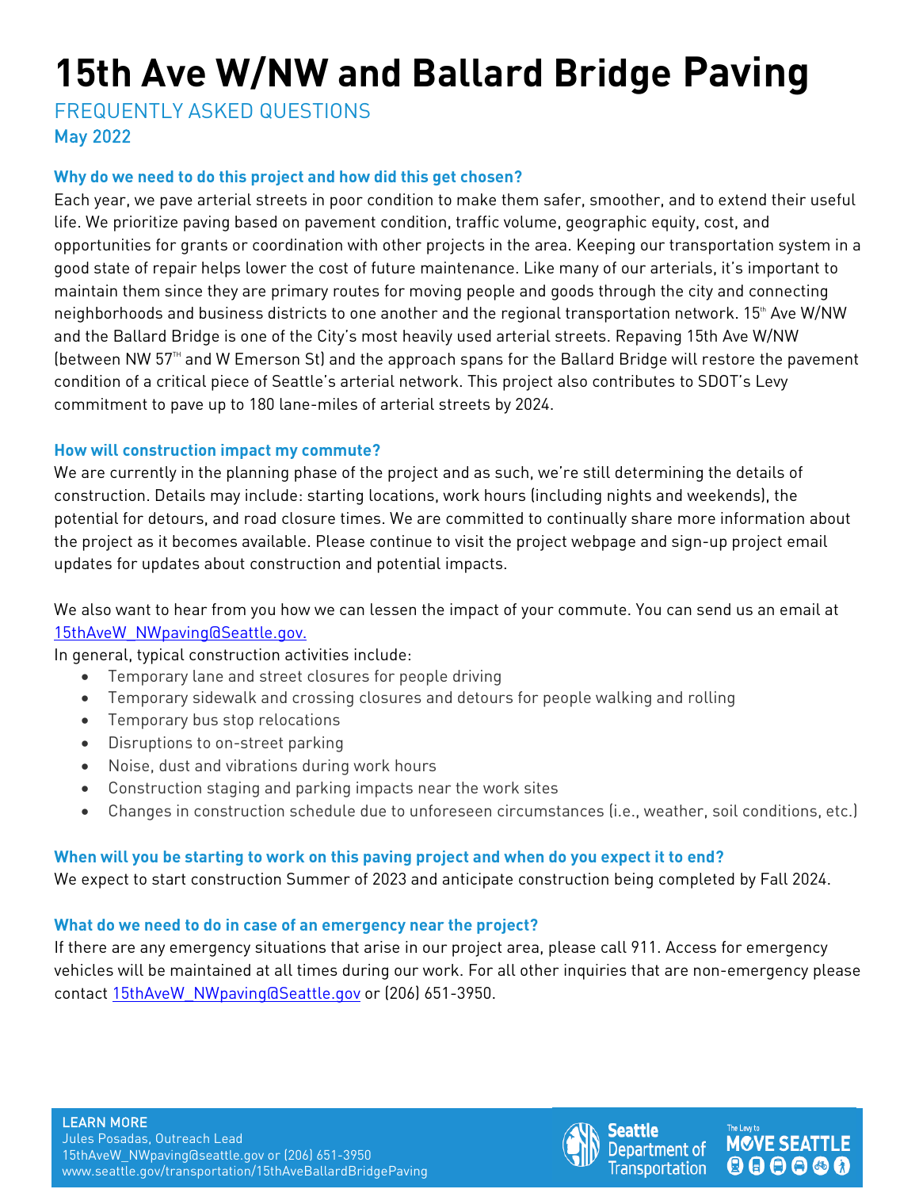# 15th Ave W/NW and Ballard Bridge Paving

FREQUENTLY ASKED QUESTIONS

May 2022

### Why do we need to do this project and how did this get chosen?

Each year, we pave arterial streets in poor condition to make them safer, smoother, and to extend their useful life. We prioritize paving based on pavement condition, traffic volume, geographic equity, cost, and opportunities for grants or coordination with other projects in the area. Keeping our transportation system in a good state of repair helps lower the cost of future maintenance. Like many of our arterials, it's important to maintain them since they are primary routes for moving people and goods through the city and connecting neighborhoods and business districts to one another and the regional transportation network. 15th Ave W/NW and the Ballard Bridge is one of the City's most heavily used arterial streets. Repaving 15th Ave W/NW (between NW 57TH and W Emerson St) and the approach spans for the Ballard Bridge will restore the pavement condition of a critical piece of Seattle's arterial network. This project also contributes to SDOT's Levy commitment to pave up to 180 lane-miles of arterial streets by 2024.

### How will construction impact my commute?

We are currently in the planning phase of the project and as such, we're still determining the details of construction. Details may include: starting locations, work hours (including nights and weekends), the potential for detours, and road closure times. We are committed to continually share more information about the project as it becomes available. Please continue to visit the project webpage and sign-up project email updates for updates about construction and potential impacts.

We also want to hear from you how we can lessen the impact of your commute. You can send us an email at 15thAveW_NWpaving@Seattle.gov.

In general, typical construction activities include:

- Temporary lane and street closures for people driving
- Temporary sidewalk and crossing closures and detours for people walking and rolling
- Temporary bus stop relocations
- Disruptions to on-street parking
- Noise, dust and vibrations during work hours
- Construction staging and parking impacts near the work sites
- Changes in construction schedule due to unforeseen circumstances (i.e., weather, soil conditions, etc.)

### When will you be starting to work on this paving project and when do you expect it to end?

We expect to start construction Summer of 2023 and anticipate construction being completed by Fall 2024.

### What do we need to do in case of an emergency near the project?

If there are any emergency situations that arise in our project area, please call 911. Access for emergency vehicles will be maintained at all times during our work. For all other inquiries that are non-emergency please contact 15thAveW_NWpaving@Seattle.gov or (206) 651-3950.

**LEARN MORE**
Jules Posadas, Outreach Lead
15thAveW_NWpaving@seattle.gov or (206) 651-3950
www.seattle.gov/transportation/15thAveBallardBridgePaving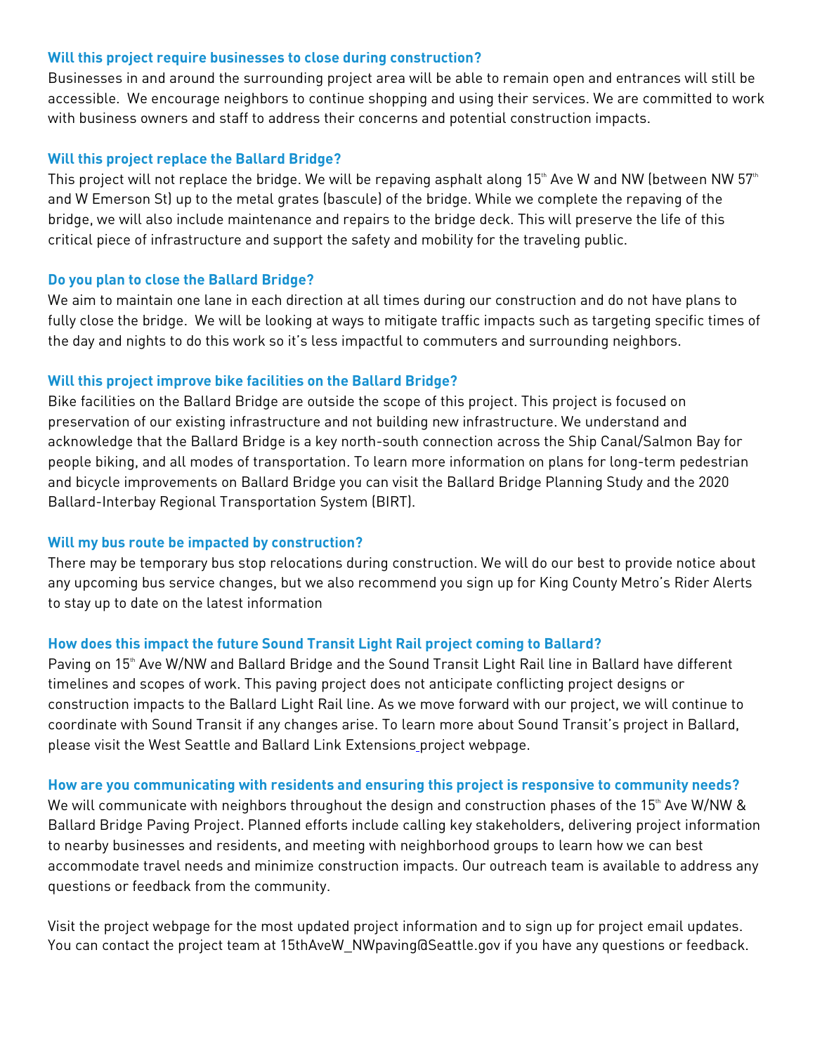### Will this project require businesses to close during construction?

Businesses in and around the surrounding project area will be able to remain open and entrances will still be accessible. We encourage neighbors to continue shopping and using their services. We are committed to work with business owners and staff to address their concerns and potential construction impacts.

### Will this project replace the Ballard Bridge?

This project will not replace the bridge. We will be repaving asphalt along 15th Ave W and NW (between NW 57th and W Emerson St) up to the metal grates (bascule) of the bridge. While we complete the repaving of the bridge, we will also include maintenance and repairs to the bridge deck. This will preserve the life of this critical piece of infrastructure and support the safety and mobility for the traveling public.

### Do you plan to close the Ballard Bridge?

We aim to maintain one lane in each direction at all times during our construction and do not have plans to fully close the bridge. We will be looking at ways to mitigate traffic impacts such as targeting specific times of the day and nights to do this work so it's less impactful to commuters and surrounding neighbors.

### Will this project improve bike facilities on the Ballard Bridge?

Bike facilities on the Ballard Bridge are outside the scope of this project. This project is focused on preservation of our existing infrastructure and not building new infrastructure. We understand and acknowledge that the Ballard Bridge is a key north-south connection across the Ship Canal/Salmon Bay for people biking, and all modes of transportation. To learn more information on plans for long-term pedestrian and bicycle improvements on Ballard Bridge you can visit the Ballard Bridge Planning Study and the 2020 Ballard-Interbay Regional Transportation System (BIRT).

### Will my bus route be impacted by construction?

There may be temporary bus stop relocations during construction. We will do our best to provide notice about any upcoming bus service changes, but we also recommend you sign up for King County Metro's Rider Alerts to stay up to date on the latest information

### How does this impact the future Sound Transit Light Rail project coming to Ballard?

Paving on 15th Ave W/NW and Ballard Bridge and the Sound Transit Light Rail line in Ballard have different timelines and scopes of work. This paving project does not anticipate conflicting project designs or construction impacts to the Ballard Light Rail line. As we move forward with our project, we will continue to coordinate with Sound Transit if any changes arise. To learn more about Sound Transit's project in Ballard, please visit the West Seattle and Ballard Link Extensions project webpage.

### How are you communicating with residents and ensuring this project is responsive to community needs?

We will communicate with neighbors throughout the design and construction phases of the 15th Ave W/NW & Ballard Bridge Paving Project. Planned efforts include calling key stakeholders, delivering project information to nearby businesses and residents, and meeting with neighborhood groups to learn how we can best accommodate travel needs and minimize construction impacts. Our outreach team is available to address any questions or feedback from the community.

Visit the project webpage for the most updated project information and to sign up for project email updates. You can contact the project team at 15thAveW_NWpaving@Seattle.gov if you have any questions or feedback.